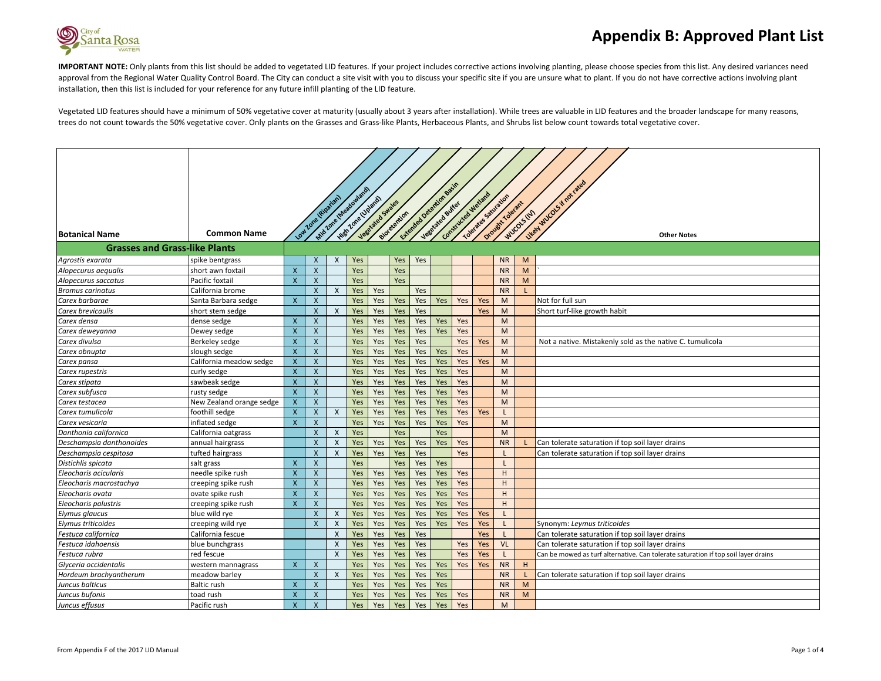# Appendix B: Approved Plant List

**IMPORTANT NOTE:** Only plants from this list should be added to vegetated LID features. If your project includes corrective actions involving planting, please choose species from this list. Any desired variances need approval from the Regional Water Quality Control Board. The City can conduct a site visit with you to discuss your specific site if you are unsure what to plant. If you do not have corrective actions involving plant installation, then this list is included for your reference for any future infill planting of the LID feature.

Vegetated LID features should have a minimum of 50% vegetative cover at maturity (usually about 3 years after installation). While trees are valuable in LID features and the broader landscape for many reasons, trees do not count towards the 50% vegetative cover. Only plants on the Grasses and Grass-like Plants, Herbaceous Plants, and Shrubs list below count towards total vegetative cover.

| Botanical Name | Common Name | Low Zone (Riparian) | Mid Zone (Meadowland) | High Zone (Upland) | Vegetated Swales | Bioretention | Extended Detention Basin | Vegetated Buffer | Constructed Wetland | Tolerates Saturation | Drought Tolerant | WUCOLS (IV) | Likely WUCOLS if not rated | Other Notes |
|---|---|---|---|---|---|---|---|---|---|---|---|---|---|---|
| **Grasses and Grass-like Plants** | | | | | | | | | | | | | | |
| *Agrostis exarata* | spike bentgrass | | X | X | Yes | | Yes | Yes | | | | NR | M | |
| *Alopecurus aequalis* | short awn foxtail | X | X | | Yes | | Yes | | | | | NR | M | ` |
| *Alopecurus saccatus* | Pacific foxtail | X | X | | Yes | | Yes | | | | | NR | M | |
| *Bromus carinatus* | California brome | | X | X | Yes | Yes | | Yes | | | | NR | L | |
| *Carex barbarae* | Santa Barbara sedge | X | X | | Yes | Yes | Yes | Yes | Yes | Yes | Yes | M | | Not for full sun |
| *Carex brevicaulis* | short stem sedge | | X | X | Yes | Yes | Yes | Yes | | | Yes | M | | Short turf-like growth habit |
| *Carex densa* | dense sedge | X | X | | Yes | Yes | Yes | Yes | Yes | Yes | | M | | |
| *Carex deweyanna* | Dewey sedge | X | X | | Yes | Yes | Yes | Yes | Yes | Yes | | M | | |
| *Carex divulsa* | Berkeley sedge | X | X | | Yes | Yes | Yes | Yes | | Yes | Yes | M | | Not a native. Mistakenly sold as the native C. tumulicola |
| *Carex obnupta* | slough sedge | X | X | | Yes | Yes | Yes | Yes | Yes | Yes | | M | | |
| *Carex pansa* | California meadow sedge | X | X | | Yes | Yes | Yes | Yes | Yes | Yes | Yes | M | | |
| *Carex rupestris* | curly sedge | X | X | | Yes | Yes | Yes | Yes | Yes | Yes | | M | | |
| *Carex stipata* | sawbeak sedge | X | X | | Yes | Yes | Yes | Yes | Yes | Yes | | M | | |
| *Carex subfusca* | rusty sedge | X | X | | Yes | Yes | Yes | Yes | Yes | Yes | | M | | |
| *Carex testacea* | New Zealand orange sedge | X | X | | Yes | Yes | Yes | Yes | Yes | Yes | | M | | |
| *Carex tumulicola* | foothill sedge | X | X | X | Yes | Yes | Yes | Yes | Yes | Yes | Yes | L | | |
| *Carex vesicaria* | inflated sedge | X | X | | Yes | Yes | Yes | Yes | Yes | Yes | | M | | |
| *Danthonia californica* | California oatgrass | | X | X | Yes | | Yes | | Yes | | | M | | |
| *Deschampsia danthonoides* | annual hairgrass | | X | X | Yes | Yes | Yes | Yes | Yes | Yes | | NR | L | Can tolerate saturation if top soil layer drains |
| *Deschampsia cespitosa* | tufted hairgrass | | X | X | Yes | Yes | Yes | Yes | | Yes | | L | | Can tolerate saturation if top soil layer drains |
| *Distichlis spicata* | salt grass | X | X | | Yes | | Yes | Yes | Yes | | | L | | |
| *Eleocharis acicularis* | needle spike rush | X | X | | Yes | Yes | Yes | Yes | Yes | Yes | | H | | |
| *Eleocharis macrostachya* | creeping spike rush | X | X | | Yes | Yes | Yes | Yes | Yes | Yes | | H | | |
| *Eleocharis ovata* | ovate spike rush | X | X | | Yes | Yes | Yes | Yes | Yes | Yes | | H | | |
| *Eleocharis palustris* | creeping spike rush | X | X | | Yes | Yes | Yes | Yes | Yes | Yes | | H | | |
| *Elymus glaucus* | blue wild rye | | X | X | Yes | Yes | Yes | Yes | Yes | Yes | Yes | L | | |
| *Elymus triticoides* | creeping wild rye | | X | X | Yes | Yes | Yes | Yes | Yes | Yes | Yes | L | | Synonym: *Leymus triticoides* |
| *Festuca californica* | California fescue | | | X | Yes | Yes | Yes | Yes | | | Yes | L | | Can tolerate saturation if top soil layer drains |
| *Festuca idahoensis* | blue bunchgrass | | | X | Yes | Yes | Yes | Yes | | Yes | Yes | VL | | Can tolerate saturation if top soil layer drains |
| *Festuca rubra* | red fescue | | | X | Yes | Yes | Yes | Yes | | Yes | Yes | L | | Can be mowed as turf alternative. Can tolerate saturation if top soil layer drains |
| *Glyceria occidentalis* | western mannagrass | X | X | | Yes | Yes | Yes | Yes | Yes | Yes | Yes | NR | H | |
| *Hordeum brachyantherum* | meadow barley | | X | X | Yes | Yes | Yes | Yes | Yes | | | NR | L | Can tolerate saturation if top soil layer drains |
| *Juncus balticus* | Baltic rush | X | X | | Yes | Yes | Yes | Yes | Yes | | | NR | M | |
| *Juncus bufonis* | toad rush | X | X | | Yes | Yes | Yes | Yes | Yes | Yes | | NR | M | |
| *Juncus effusus* | Pacific rush | X | X | | Yes | Yes | Yes | Yes | Yes | Yes | | M | | |

From Appendix F of the 2017 LID Manual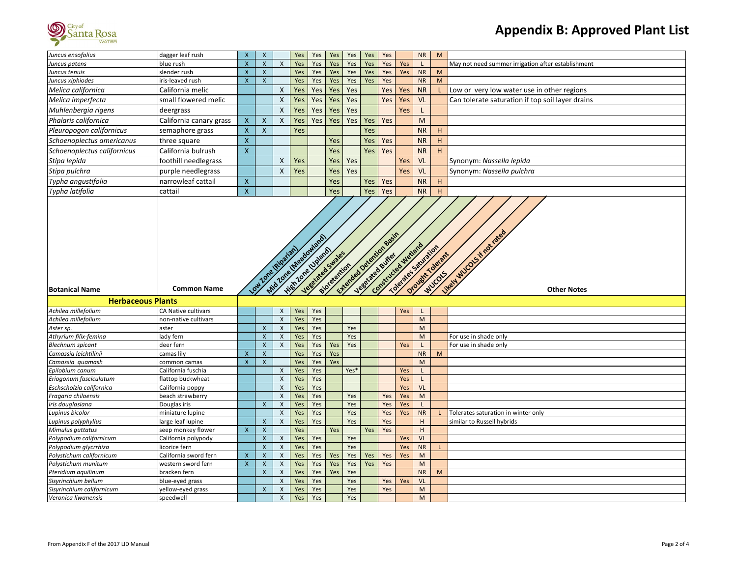| Botanical Name | Common Name | Low Zone (Riparian) | Mid Zone (Meadowland) | High Zone (Upland) | Vegetated Swales | Bioretention | Extended Detention Basin | Vegetated Buffer | Constructed Wetland | Tolerates Saturation | Drought Tolerant | WUCOLS | Likely WUCOLS if not rated | Other Notes |
|---|---|---|---|---|---|---|---|---|---|---|---|---|---|---|
| *Juncus ensofolius* | dagger leaf rush | X | X | | Yes | Yes | Yes | Yes | Yes | Yes | | NR | M | |
| *Juncus patens* | blue rush | X | X | X | Yes | Yes | Yes | Yes | Yes | Yes | Yes | L | | May not need summer irrigation after establishment |
| *Juncus tenuis* | slender rush | X | X | | Yes | Yes | Yes | Yes | Yes | Yes | Yes | NR | M | |
| *Juncus xiphiodes* | iris-leaved rush | X | X | | Yes | Yes | Yes | Yes | Yes | Yes | | NR | M | |
| *Melica californica* | California melic | | | X | Yes | Yes | Yes | Yes | | Yes | Yes | NR | L | Low or very low water use in other regions |
| *Melica imperfecta* | small flowered melic | | | X | Yes | Yes | Yes | Yes | | Yes | Yes | VL | | Can tolerate saturation if top soil layer drains |
| *Muhlenbergia rigens* | deergrass | | | X | Yes | Yes | Yes | Yes | | | Yes | L | | |
| *Phalaris californica* | California canary grass | X | X | X | Yes | Yes | Yes | Yes | Yes | Yes | | M | | |
| *Pleuropogon californicus* | semaphore grass | X | X | | Yes | | | | Yes | | | NR | H | |
| *Schoenoplectus americanus* | three square | X | | | | | Yes | | Yes | Yes | | NR | H | |
| *Schoenoplectus californicus* | California bulrush | X | | | | | Yes | | Yes | Yes | | NR | H | |
| *Stipa lepida* | foothill needlegrass | | | X | Yes | | Yes | Yes | | | Yes | VL | | Synonym: *Nassella lepida* |
| *Stipa pulchra* | purple needlegrass | | | X | Yes | | Yes | Yes | | | Yes | VL | | Synonym: *Nassella pulchra* |
| *Typha angustifolia* | narrowleaf cattail | X | | | | | Yes | | Yes | Yes | | NR | H | |
| *Typha latifolia* | cattail | X | | | | | Yes | | Yes | Yes | | NR | H | |
| **Herbaceous Plants** | | | | | | | | | | | | | | |
| *Achilea millefolium* | CA Native cultivars | | | X | Yes | Yes | | | | | Yes | L | | |
| *Achilea millefolium* | non-native cultivars | | | X | Yes | Yes | | | | | | M | | |
| *Aster sp.* | aster | | X | X | Yes | Yes | | Yes | | | | M | | |
| *Athyrium filix-femina* | lady fern | | X | X | Yes | Yes | | Yes | | | | M | | For use in shade only |
| *Blechnum spicant* | deer fern | | X | X | Yes | Yes | Yes | Yes | | | Yes | L | | For use in shade only |
| *Camassia leichtilinii* | camas lily | X | X | | Yes | Yes | Yes | | | | | NR | M | |
| *Camassia quamash* | common camas | X | X | | Yes | Yes | Yes | | | | | M | | |
| *Epilobium canum* | California fuschia | | | X | Yes | Yes | | Yes* | | | Yes | L | | |
| *Eriogonum fasciculatum* | flattop buckwheat | | | X | Yes | Yes | | | | | Yes | L | | |
| *Eschscholzia californica* | California poppy | | | X | Yes | Yes | | | | | Yes | VL | | |
| *Fragaria chiloensis* | beach strawberry | | | X | Yes | Yes | | Yes | | Yes | Yes | M | | |
| *Iris douglasiana* | Douglas iris | | X | X | Yes | Yes | | Yes | | Yes | Yes | L | | |
| *Lupinus bicolor* | miniature lupine | | | X | Yes | Yes | | Yes | | Yes | Yes | NR | L | Tolerates saturation in winter only |
| *Lupinus polyphyllus* | large leaf lupine | | X | X | Yes | Yes | | Yes | | Yes | | H | | similar to Russell hybrids |
| *Mimulus guttatus* | seep monkey flower | X | X | | Yes | | Yes | | Yes | Yes | | H | | |
| *Polypodium californicum* | California polypody | | X | X | Yes | Yes | | Yes | | | Yes | VL | | |
| *Polypodium glycrrhiza* | licorice fern | | X | X | Yes | Yes | | Yes | | | Yes | NR | L | |
| *Polystichum californicum* | California sword fern | X | X | X | Yes | Yes | Yes | Yes | Yes | Yes | Yes | M | | |
| *Polystichum munitum* | western sword fern | X | X | X | Yes | Yes | Yes | Yes | Yes | Yes | | M | | |
| *Pteridium aquilinum* | bracken fern | | X | X | Yes | Yes | Yes | Yes | | | | NR | M | |
| *Sisyrinchium bellum* | blue-eyed grass | | | X | Yes | Yes | | Yes | | Yes | Yes | VL | | |
| *Sisyrinchium californicum* | yellow-eyed grass | | X | X | Yes | Yes | | Yes | | Yes | | M | | |
| *Veronica liwanensis* | speedwell | | | X | Yes | Yes | | Yes | | | | M | | |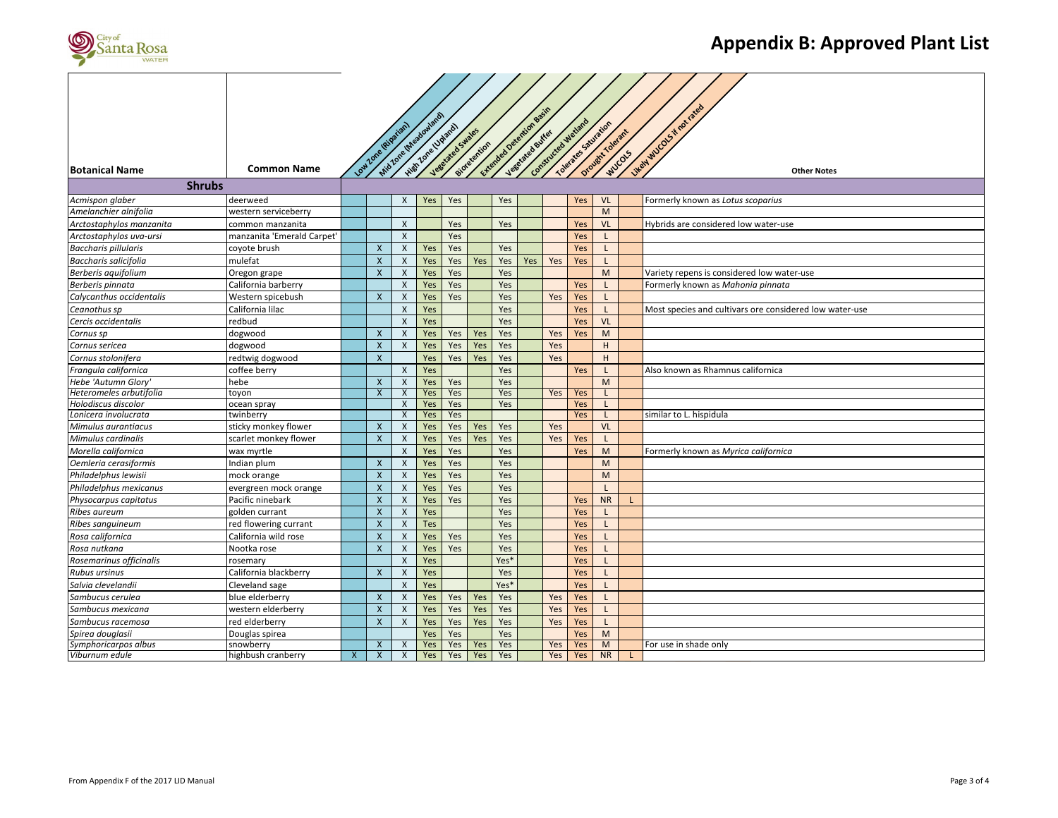# Appendix B: Approved Plant List

| Botanical Name | Common Name | Low Zone (Riparian) | Mid Zone (Meadowland) | High Zone (Upland) | Vegetated Swales | Bioretention | Extended Detention Basin | Vegetated Buffer | Constructed Wetland | Tolerates Saturation | Drought Tolerant | WUCOLS | Likely WUCOLS if not rated | Other Notes |
|---|---|---|---|---|---|---|---|---|---|---|---|---|---|---|
| **Shrubs** | | | | | | | | | | | | | | |
| *Acmispon glaber* | deerweed | | | X | Yes | Yes | | Yes | | | Yes | VL | | Formerly known as *Lotus scoparius* |
| *Amelanchier alnifolia* | western serviceberry | | | | | | | | | | | M | | |
| *Arctostaphylos manzanita* | common manzanita | | | X | | Yes | | Yes | | | Yes | VL | | Hybrids are considered low water-use |
| *Arctostaphylos uva-ursi* | manzanita 'Emerald Carpet' | | | X | | Yes | | | | | Yes | L | | |
| *Baccharis pillularis* | coyote brush | | X | X | Yes | Yes | | Yes | | | Yes | L | | |
| *Baccharis salicifolia* | mulefat | | X | X | Yes | Yes | Yes | Yes | Yes | Yes | Yes | L | | |
| *Berberis aquifolium* | Oregon grape | | X | X | Yes | Yes | | Yes | | | | M | | Variety repens is considered low water-use |
| *Berberis pinnata* | California barberry | | | X | Yes | Yes | | Yes | | | Yes | L | | Formerly known as *Mahonia pinnata* |
| *Calycanthus occidentalis* | Western spicebush | | X | X | Yes | Yes | | Yes | | Yes | Yes | L | | |
| *Ceanothus sp* | California lilac | | | X | Yes | | | Yes | | | Yes | L | | Most species and cultivars ore considered low water-use |
| *Cercis occidentalis* | redbud | | | X | Yes | | | Yes | | | Yes | VL | | |
| *Cornus sp* | dogwood | | X | X | Yes | Yes | Yes | Yes | | Yes | Yes | M | | |
| *Cornus sericea* | dogwood | | X | X | Yes | Yes | Yes | Yes | | Yes | | H | | |
| *Cornus stolonifera* | redtwig dogwood | | X | | Yes | Yes | Yes | Yes | | Yes | | H | | |
| *Frangula californica* | coffee berry | | | X | Yes | | | Yes | | | Yes | L | | Also known as Rhamnus californica |
| *Hebe 'Autumn Glory'* | hebe | | X | X | Yes | Yes | | Yes | | | | M | | |
| *Heteromeles arbutifolia* | toyon | | X | X | Yes | Yes | | Yes | | Yes | Yes | L | | |
| *Holodiscus discolor* | ocean spray | | | X | Yes | Yes | | Yes | | | Yes | L | | |
| *Lonicera involucrata* | twinberry | | | X | Yes | Yes | | | | | Yes | L | | similar to L. hispidula |
| *Mimulus aurantiacus* | sticky monkey flower | | X | X | Yes | Yes | Yes | Yes | | Yes | | VL | | |
| *Mimulus cardinalis* | scarlet monkey flower | | X | X | Yes | Yes | Yes | Yes | | Yes | Yes | L | | |
| *Morella californica* | wax myrtle | | | X | Yes | Yes | | Yes | | | Yes | M | | Formerly known as *Myrica californica* |
| *Oemleria cerasiformis* | Indian plum | | X | X | Yes | Yes | | Yes | | | | M | | |
| *Philadelphus lewisii* | mock orange | | X | X | Yes | Yes | | Yes | | | | M | | |
| *Philadelphus mexicanus* | evergreen mock orange | | X | X | Yes | Yes | | Yes | | | | L | | |
| *Physocarpus capitatus* | Pacific ninebark | | X | X | Yes | Yes | | Yes | | | Yes | NR | L | |
| *Ribes aureum* | golden currant | | X | X | Yes | | | Yes | | | Yes | L | | |
| *Ribes sanguineum* | red flowering currant | | X | X | Tes | | | Yes | | | Yes | L | | |
| *Rosa californica* | California wild rose | | X | X | Yes | Yes | | Yes | | | Yes | L | | |
| *Rosa nutkana* | Nootka rose | | X | X | Yes | Yes | | Yes | | | Yes | L | | |
| *Rosemarinus officinalis* | rosemary | | | X | Yes | | | Yes* | | | Yes | L | | |
| *Rubus ursinus* | California blackberry | | X | X | Yes | | | Yes | | | Yes | L | | |
| *Salvia clevelandii* | Cleveland sage | | | X | Yes | | | Yes* | | | Yes | L | | |
| *Sambucus cerulea* | blue elderberry | | X | X | Yes | Yes | Yes | Yes | | Yes | Yes | L | | |
| *Sambucus mexicana* | western elderberry | | X | X | Yes | Yes | Yes | Yes | | Yes | Yes | L | | |
| *Sambucus racemosa* | red elderberry | | X | X | Yes | Yes | Yes | Yes | | Yes | Yes | L | | |
| *Spirea douglasii* | Douglas spirea | | | | Yes | Yes | | Yes | | | Yes | M | | |
| *Symphoricarpos albus* | snowberry | | X | X | Yes | Yes | Yes | Yes | | Yes | Yes | M | | For use in shade only |
| *Viburnum edule* | highbush cranberry | X | X | X | Yes | Yes | Yes | Yes | | Yes | Yes | NR | L | |

From Appendix F of the 2017 LID Manual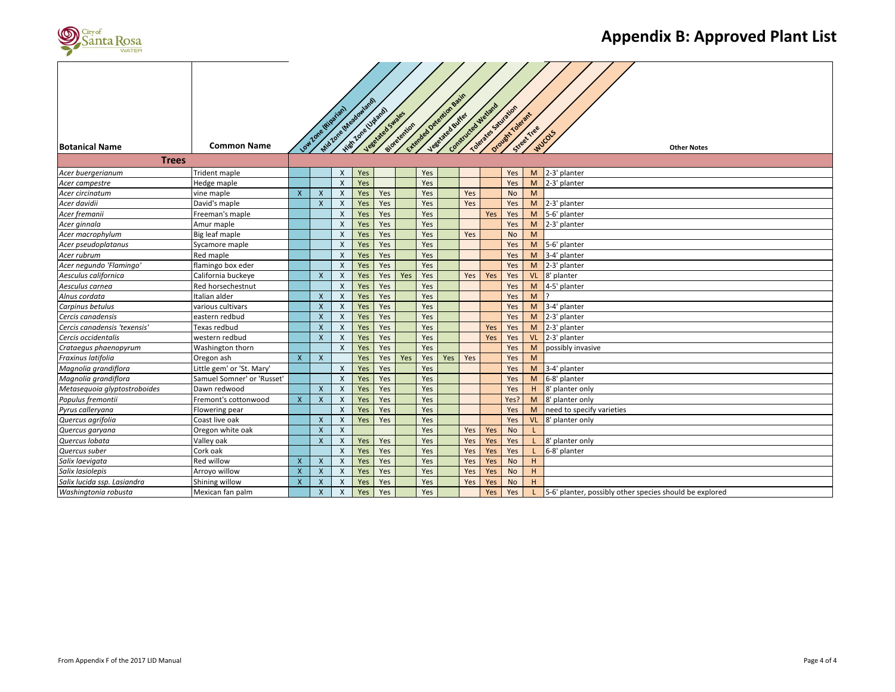# Appendix B: Approved Plant List

| Botanical Name | Common Name | Low Zone (Riparian) | Mid Zone (Meadowland) | High Zone (Upland) | Vegetated Swales | Bioretention | Extended Detention Basin | Vegetated Buffer | Constructed Wetland | Tolerates Saturation | Drought Tolerant | Street Tree | WUCOLS | Other Notes |
|---|---|---|---|---|---|---|---|---|---|---|---|---|---|---|
| **Trees** | | | | | | | | | | | | | | |
| *Acer buergerianum* | Trident maple | | | X | Yes | | | Yes | | | | Yes | M | 2-3' planter |
| *Acer campestre* | Hedge maple | | | X | Yes | | | Yes | | | | Yes | M | 2-3' planter |
| *Acer circinatum* | vine maple | X | X | X | Yes | Yes | | Yes | | Yes | | No | M | |
| *Acer davidii* | David's maple | | X | X | Yes | Yes | | Yes | | Yes | | Yes | M | 2-3' planter |
| *Acer fremanii* | Freeman's maple | | | X | Yes | Yes | | Yes | | | Yes | Yes | M | 5-6' planter |
| *Acer ginnala* | Amur maple | | | X | Yes | Yes | | Yes | | | | Yes | M | 2-3' planter |
| *Acer macrophylum* | Big leaf maple | | | X | Yes | Yes | | Yes | | Yes | | No | M | |
| *Acer pseudoplatanus* | Sycamore maple | | | X | Yes | Yes | | Yes | | | | Yes | M | 5-6' planter |
| *Acer rubrum* | Red maple | | | X | Yes | Yes | | Yes | | | | Yes | M | 3-4' planter |
| *Acer negundo 'Flamingo'* | flamingo box eder | | | X | Yes | Yes | | Yes | | | | Yes | M | 2-3' planter |
| *Aesculus californica* | California buckeye | | X | X | Yes | Yes | Yes | Yes | | Yes | Yes | Yes | VL | 8' planter |
| *Aesculus carnea* | Red horsechestnut | | | X | Yes | Yes | | Yes | | | | Yes | M | 4-5' planter |
| *Alnus cordata* | Italian alder | | X | X | Yes | Yes | | Yes | | | | Yes | M | ? |
| *Carpinus betulus* | various cultivars | | X | X | Yes | Yes | | Yes | | | | Yes | M | 3-4' planter |
| *Cercis canadensis* | eastern redbud | | X | X | Yes | Yes | | Yes | | | | Yes | M | 2-3' planter |
| *Cercis canadensis 'texensis'* | Texas redbud | | X | X | Yes | Yes | | Yes | | | Yes | Yes | M | 2-3' planter |
| *Cercis occidentalis* | western redbud | | X | X | Yes | Yes | | Yes | | | Yes | Yes | VL | 2-3' planter |
| *Crataegus phaenopyrum* | Washington thorn | | | X | Yes | Yes | | Yes | | | | Yes | M | possibly invasive |
| *Fraxinus latifolia* | Oregon ash | X | X | | Yes | Yes | Yes | Yes | Yes | Yes | | Yes | M | |
| *Magnolia grandiflora* | Little gem' or 'St. Mary' | | | X | Yes | Yes | | Yes | | | | Yes | M | 3-4' planter |
| *Magnolia grandiflora* | Samuel Somner' or 'Russet' | | | X | Yes | Yes | | Yes | | | | Yes | M | 6-8' planter |
| *Metasequoia glyptostroboides* | Dawn redwood | | X | X | Yes | Yes | | Yes | | | | Yes | H | 8' planter only |
| *Populus fremontii* | Fremont's cottonwood | X | X | X | Yes | Yes | | Yes | | | | Yes? | M | 8' planter only |
| *Pyrus calleryana* | Flowering pear | | | X | Yes | Yes | | Yes | | | | Yes | M | need to specify varieties |
| *Quercus agrifolia* | Coast live oak | | X | X | Yes | Yes | | Yes | | | | Yes | VL | 8' planter only |
| *Quercus garyana* | Oregon white oak | | X | X | | | | Yes | | Yes | Yes | No | L | |
| *Quercus lobata* | Valley oak | | X | X | Yes | Yes | | Yes | | Yes | Yes | Yes | L | 8' planter only |
| *Quercus suber* | Cork oak | | | X | Yes | Yes | | Yes | | Yes | Yes | Yes | L | 6-8' planter |
| *Salix laevigata* | Red willow | X | X | X | Yes | Yes | | Yes | | Yes | Yes | No | H | |
| *Salix lasiolepis* | Arroyo willow | X | X | X | Yes | Yes | | Yes | | Yes | Yes | No | H | |
| *Salix lucida ssp. Lasiandra* | Shining willow | X | X | X | Yes | Yes | | Yes | | Yes | Yes | No | H | |
| *Washingtonia robusta* | Mexican fan palm | | X | X | Yes | Yes | | Yes | | | Yes | Yes | L | 5-6' planter, possibly other species should be explored |

From Appendix F of the 2017 LID Manual